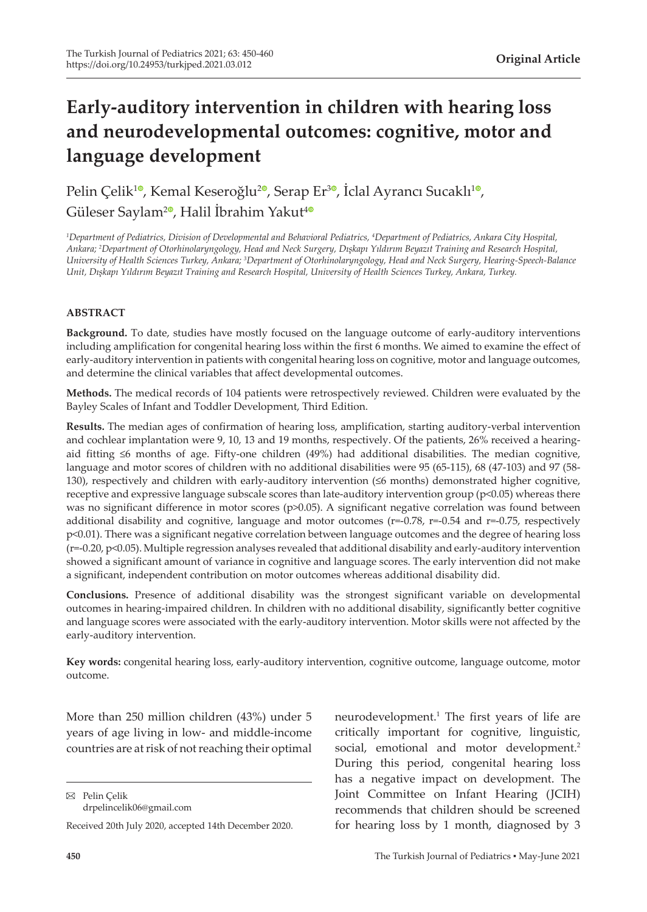Original Article

# Early-auditory intervention in children with hearing loss and neurodevelopmental outcomes: cognitive, motor and language development

Pelin Çelik[1], Kemal Keseroğlu[2], Serap Er[3], İclal Ayrancı Sucaklı[1], Güleser Saylam[2], Halil İbrahim Yakut[4]

*[1]Department of Pediatrics, Division of Developmental and Behavioral Pediatrics, [4]Department of Pediatrics, Ankara City Hospital, Ankara; [2]Department of Otorhinolaryngology, Head and Neck Surgery, Dışkapı Yıldırım Beyazıt Training and Research Hospital, University of Health Sciences Turkey, Ankara; [3]Department of Otorhinolaryngology, Head and Neck Surgery, Hearing-Speech-Balance Unit, Dışkapı Yıldırım Beyazıt Training and Research Hospital, University of Health Sciences Turkey, Ankara, Turkey.*

## ABSTRACT

**Background.** To date, studies have mostly focused on the language outcome of early-auditory interventions including amplification for congenital hearing loss within the first 6 months. We aimed to examine the effect of early-auditory intervention in patients with congenital hearing loss on cognitive, motor and language outcomes, and determine the clinical variables that affect developmental outcomes.

**Methods.** The medical records of 104 patients were retrospectively reviewed. Children were evaluated by the Bayley Scales of Infant and Toddler Development, Third Edition.

**Results.** The median ages of confirmation of hearing loss, amplification, starting auditory-verbal intervention and cochlear implantation were 9, 10, 13 and 19 months, respectively. Of the patients, 26% received a hearing-aid fitting ≤6 months of age. Fifty-one children (49%) had additional disabilities. The median cognitive, language and motor scores of children with no additional disabilities were 95 (65-115), 68 (47-103) and 97 (58-130), respectively and children with early-auditory intervention (≤6 months) demonstrated higher cognitive, receptive and expressive language subscale scores than late-auditory intervention group ($p<0.05$) whereas there was no significant difference in motor scores ($p>0.05$). A significant negative correlation was found between additional disability and cognitive, language and motor outcomes ($r=-0.78$, $r=-0.54$ and $r=-0.75$, respectively $p<0.01$). There was a significant negative correlation between language outcomes and the degree of hearing loss ($r=-0.20$, $p<0.05$). Multiple regression analyses revealed that additional disability and early-auditory intervention showed a significant amount of variance in cognitive and language scores. The early intervention did not make a significant, independent contribution on motor outcomes whereas additional disability did.

**Conclusions.** Presence of additional disability was the strongest significant variable on developmental outcomes in hearing-impaired children. In children with no additional disability, significantly better cognitive and language scores were associated with the early-auditory intervention. Motor skills were not affected by the early-auditory intervention.

**Key words:** congenital hearing loss, early-auditory intervention, cognitive outcome, language outcome, motor outcome.

More than 250 million children (43%) under 5 years of age living in low- and middle-income countries are at risk of not reaching their optimal neurodevelopment.[1] The first years of life are critically important for cognitive, linguistic, social, emotional and motor development.[2] During this period, congenital hearing loss has a negative impact on development. The Joint Committee on Infant Hearing (JCIH) recommends that children should be screened for hearing loss by 1 month, diagnosed by 3

✉ Pelin Çelik
drpelincelik06@gmail.com

Received 20th July 2020, accepted 14th December 2020.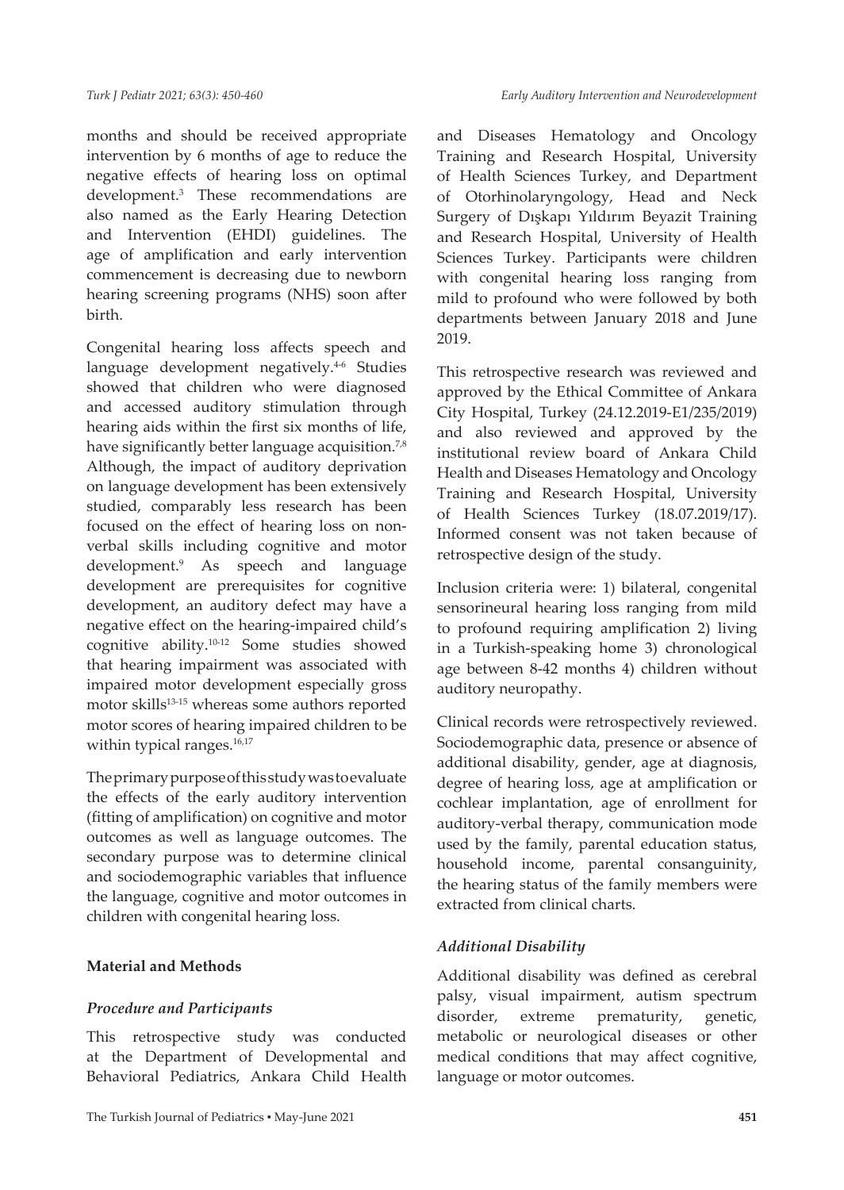months and should be received appropriate intervention by 6 months of age to reduce the negative effects of hearing loss on optimal development.[3] These recommendations are also named as the Early Hearing Detection and Intervention (EHDI) guidelines. The age of amplification and early intervention commencement is decreasing due to newborn hearing screening programs (NHS) soon after birth.

Congenital hearing loss affects speech and language development negatively.[4-6] Studies showed that children who were diagnosed and accessed auditory stimulation through hearing aids within the first six months of life, have significantly better language acquisition.[7,8] Although, the impact of auditory deprivation on language development has been extensively studied, comparably less research has been focused on the effect of hearing loss on non-verbal skills including cognitive and motor development.[9] As speech and language development are prerequisites for cognitive development, an auditory defect may have a negative effect on the hearing-impaired child's cognitive ability.[10-12] Some studies showed that hearing impairment was associated with impaired motor development especially gross motor skills[13-15] whereas some authors reported motor scores of hearing impaired children to be within typical ranges.[16,17]

The primary purpose of this study was to evaluate the effects of the early auditory intervention (fitting of amplification) on cognitive and motor outcomes as well as language outcomes. The secondary purpose was to determine clinical and sociodemographic variables that influence the language, cognitive and motor outcomes in children with congenital hearing loss.

## Material and Methods

### *Procedure and Participants*

This retrospective study was conducted at the Department of Developmental and Behavioral Pediatrics, Ankara Child Health and Diseases Hematology and Oncology Training and Research Hospital, University of Health Sciences Turkey, and Department of Otorhinolaryngology, Head and Neck Surgery of Dışkapı Yıldırım Beyazit Training and Research Hospital, University of Health Sciences Turkey. Participants were children with congenital hearing loss ranging from mild to profound who were followed by both departments between January 2018 and June 2019.

This retrospective research was reviewed and approved by the Ethical Committee of Ankara City Hospital, Turkey (24.12.2019-E1/235/2019) and also reviewed and approved by the institutional review board of Ankara Child Health and Diseases Hematology and Oncology Training and Research Hospital, University of Health Sciences Turkey (18.07.2019/17). Informed consent was not taken because of retrospective design of the study.

Inclusion criteria were: 1) bilateral, congenital sensorineural hearing loss ranging from mild to profound requiring amplification 2) living in a Turkish-speaking home 3) chronological age between 8-42 months 4) children without auditory neuropathy.

Clinical records were retrospectively reviewed. Sociodemographic data, presence or absence of additional disability, gender, age at diagnosis, degree of hearing loss, age at amplification or cochlear implantation, age of enrollment for auditory-verbal therapy, communication mode used by the family, parental education status, household income, parental consanguinity, the hearing status of the family members were extracted from clinical charts.

### *Additional Disability*

Additional disability was defined as cerebral palsy, visual impairment, autism spectrum disorder, extreme prematurity, genetic, metabolic or neurological diseases or other medical conditions that may affect cognitive, language or motor outcomes.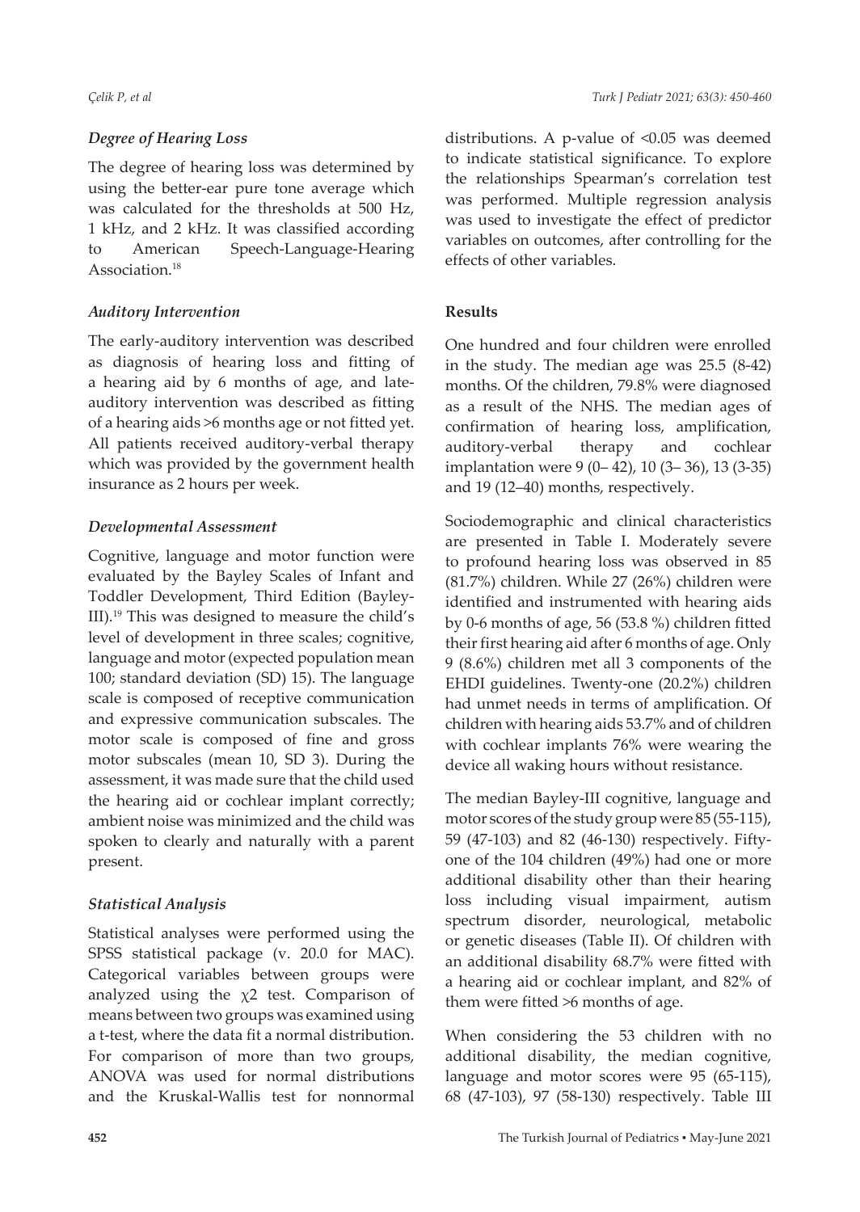### *Degree of Hearing Loss*

The degree of hearing loss was determined by using the better-ear pure tone average which was calculated for the thresholds at 500 Hz, 1 kHz, and 2 kHz. It was classified according to American Speech-Language-Hearing Association.[18]

### *Auditory Intervention*

The early-auditory intervention was described as diagnosis of hearing loss and fitting of a hearing aid by 6 months of age, and late-auditory intervention was described as fitting of a hearing aids >6 months age or not fitted yet. All patients received auditory-verbal therapy which was provided by the government health insurance as 2 hours per week.

### *Developmental Assessment*

Cognitive, language and motor function were evaluated by the Bayley Scales of Infant and Toddler Development, Third Edition (Bayley-III).[19] This was designed to measure the child's level of development in three scales; cognitive, language and motor (expected population mean 100; standard deviation (SD) 15). The language scale is composed of receptive communication and expressive communication subscales. The motor scale is composed of fine and gross motor subscales (mean 10, SD 3). During the assessment, it was made sure that the child used the hearing aid or cochlear implant correctly; ambient noise was minimized and the child was spoken to clearly and naturally with a parent present.

### *Statistical Analysis*

Statistical analyses were performed using the SPSS statistical package (v. 20.0 for MAC). Categorical variables between groups were analyzed using the $\chi2$ test. Comparison of means between two groups was examined using a t-test, where the data fit a normal distribution. For comparison of more than two groups, ANOVA was used for normal distributions and the Kruskal-Wallis test for nonnormal distributions. A p-value of <0.05 was deemed to indicate statistical significance. To explore the relationships Spearman's correlation test was performed. Multiple regression analysis was used to investigate the effect of predictor variables on outcomes, after controlling for the effects of other variables.

## Results

One hundred and four children were enrolled in the study. The median age was 25.5 (8-42) months. Of the children, 79.8% were diagnosed as a result of the NHS. The median ages of confirmation of hearing loss, amplification, auditory-verbal therapy and cochlear implantation were 9 (0– 42), 10 (3– 36), 13 (3-35) and 19 (12–40) months, respectively.

Sociodemographic and clinical characteristics are presented in Table I. Moderately severe to profound hearing loss was observed in 85 (81.7%) children. While 27 (26%) children were identified and instrumented with hearing aids by 0-6 months of age, 56 (53.8 %) children fitted their first hearing aid after 6 months of age. Only 9 (8.6%) children met all 3 components of the EHDI guidelines. Twenty-one (20.2%) children had unmet needs in terms of amplification. Of children with hearing aids 53.7% and of children with cochlear implants 76% were wearing the device all waking hours without resistance.

The median Bayley-III cognitive, language and motor scores of the study group were 85 (55-115), 59 (47-103) and 82 (46-130) respectively. Fifty-one of the 104 children (49%) had one or more additional disability other than their hearing loss including visual impairment, autism spectrum disorder, neurological, metabolic or genetic diseases (Table II). Of children with an additional disability 68.7% were fitted with a hearing aid or cochlear implant, and 82% of them were fitted >6 months of age.

When considering the 53 children with no additional disability, the median cognitive, language and motor scores were 95 (65-115), 68 (47-103), 97 (58-130) respectively. Table III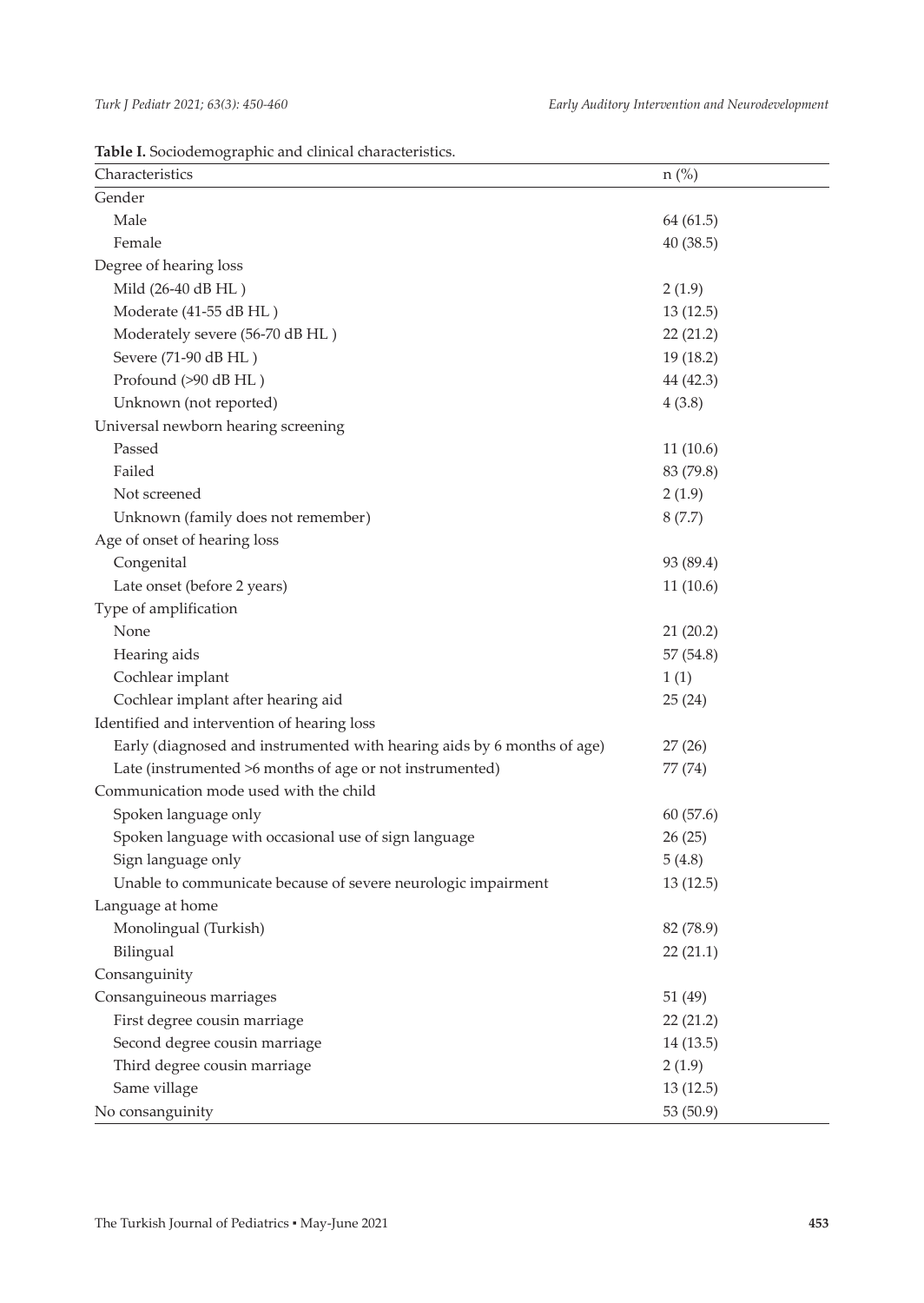**Table I.** Sociodemographic and clinical characteristics.

| Characteristics | n (%) |
|---|---|
| Gender | |
| Male | 64 (61.5) |
| Female | 40 (38.5) |
| Degree of hearing loss | |
| Mild (26-40 dB HL ) | 2 (1.9) |
| Moderate (41-55 dB HL ) | 13 (12.5) |
| Moderately severe (56-70 dB HL ) | 22 (21.2) |
| Severe (71-90 dB HL ) | 19 (18.2) |
| Profound (>90 dB HL ) | 44 (42.3) |
| Unknown (not reported) | 4 (3.8) |
| Universal newborn hearing screening | |
| Passed | 11 (10.6) |
| Failed | 83 (79.8) |
| Not screened | 2 (1.9) |
| Unknown (family does not remember) | 8 (7.7) |
| Age of onset of hearing loss | |
| Congenital | 93 (89.4) |
| Late onset (before 2 years) | 11 (10.6) |
| Type of amplification | |
| None | 21 (20.2) |
| Hearing aids | 57 (54.8) |
| Cochlear implant | 1 (1) |
| Cochlear implant after hearing aid | 25 (24) |
| Identified and intervention of hearing loss | |
| Early (diagnosed and instrumented with hearing aids by 6 months of age) | 27 (26) |
| Late (instrumented >6 months of age or not instrumented) | 77 (74) |
| Communication mode used with the child | |
| Spoken language only | 60 (57.6) |
| Spoken language with occasional use of sign language | 26 (25) |
| Sign language only | 5 (4.8) |
| Unable to communicate because of severe neurologic impairment | 13 (12.5) |
| Language at home | |
| Monolingual (Turkish) | 82 (78.9) |
| Bilingual | 22 (21.1) |
| Consanguinity | |
| Consanguineous marriages | 51 (49) |
| First degree cousin marriage | 22 (21.2) |
| Second degree cousin marriage | 14 (13.5) |
| Third degree cousin marriage | 2 (1.9) |
| Same village | 13 (12.5) |
| No consanguinity | 53 (50.9) |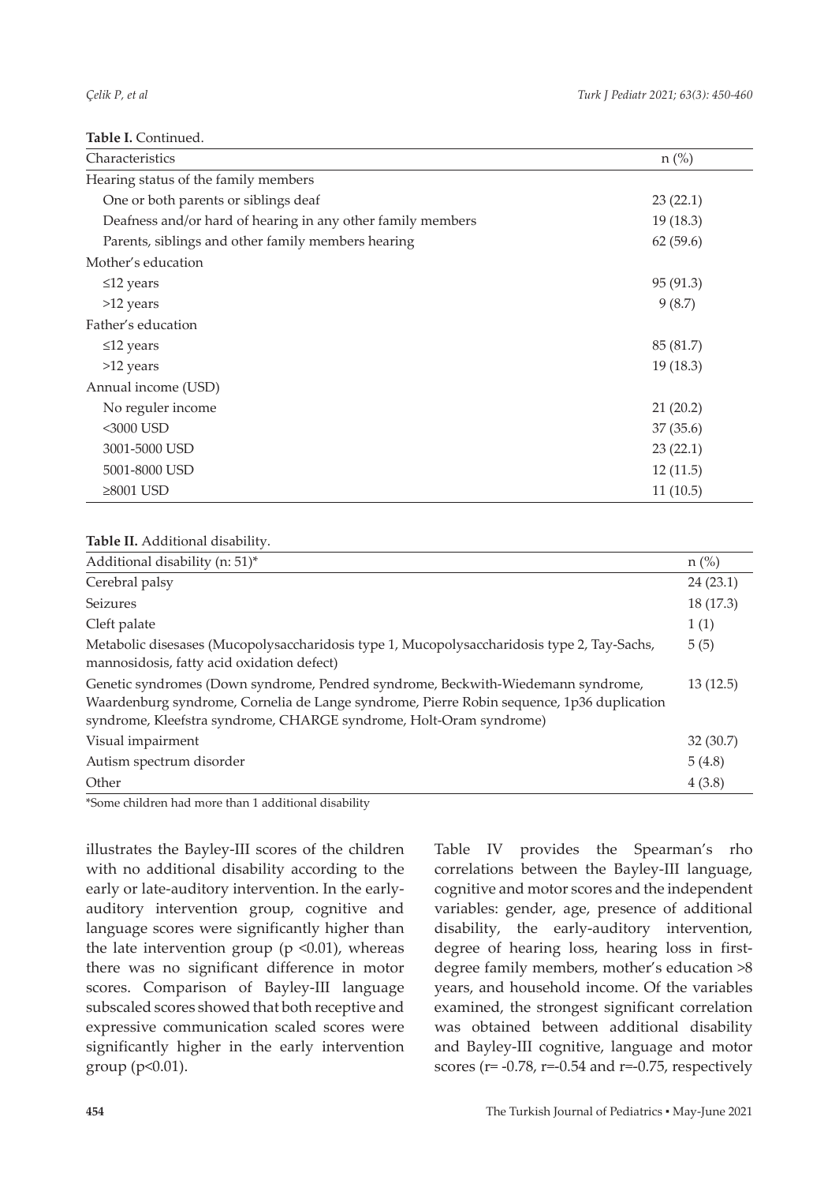**Table I.** Continued.

| Characteristics | n (%) |
|---|---|
| Hearing status of the family members | |
| One or both parents or siblings deaf | 23 (22.1) |
| Deafness and/or hard of hearing in any other family members | 19 (18.3) |
| Parents, siblings and other family members hearing | 62 (59.6) |
| Mother's education | |
| ≤12 years | 95 (91.3) |
| >12 years | 9 (8.7) |
| Father's education | |
| ≤12 years | 85 (81.7) |
| >12 years | 19 (18.3) |
| Annual income (USD) | |
| No reguler income | 21 (20.2) |
| <3000 USD | 37 (35.6) |
| 3001-5000 USD | 23 (22.1) |
| 5001-8000 USD | 12 (11.5) |
| ≥8001 USD | 11 (10.5) |

**Table II.** Additional disability.

| Additional disability (n: 51)* | n (%) |
|---|---|
| Cerebral palsy | 24 (23.1) |
| Seizures | 18 (17.3) |
| Cleft palate | 1 (1) |
| Metabolic disesases (Mucopolysaccharidosis type 1, Mucopolysaccharidosis type 2, Tay-Sachs, mannosidosis, fatty acid oxidation defect) | 5 (5) |
| Genetic syndromes (Down syndrome, Pendred syndrome, Beckwith-Wiedemann syndrome, Waardenburg syndrome, Cornelia de Lange syndrome, Pierre Robin sequence, 1p36 duplication syndrome, Kleefstra syndrome, CHARGE syndrome, Holt-Oram syndrome) | 13 (12.5) |
| Visual impairment | 32 (30.7) |
| Autism spectrum disorder | 5 (4.8) |
| Other | 4 (3.8) |

*Some children had more than 1 additional disability

illustrates the Bayley-III scores of the children with no additional disability according to the early or late-auditory intervention. In the early-auditory intervention group, cognitive and language scores were significantly higher than the late intervention group ($p < 0.01$), whereas there was no significant difference in motor scores. Comparison of Bayley-III language subscaled scores showed that both receptive and expressive communication scaled scores were significantly higher in the early intervention group ($p < 0.01$).

Table IV provides the Spearman's rho correlations between the Bayley-III language, cognitive and motor scores and the independent variables: gender, age, presence of additional disability, the early-auditory intervention, degree of hearing loss, hearing loss in first-degree family members, mother's education >8 years, and household income. Of the variables examined, the strongest significant correlation was obtained between additional disability and Bayley-III cognitive, language and motor scores ($r = -0.78$, $r = -0.54$ and $r = -0.75$, respectively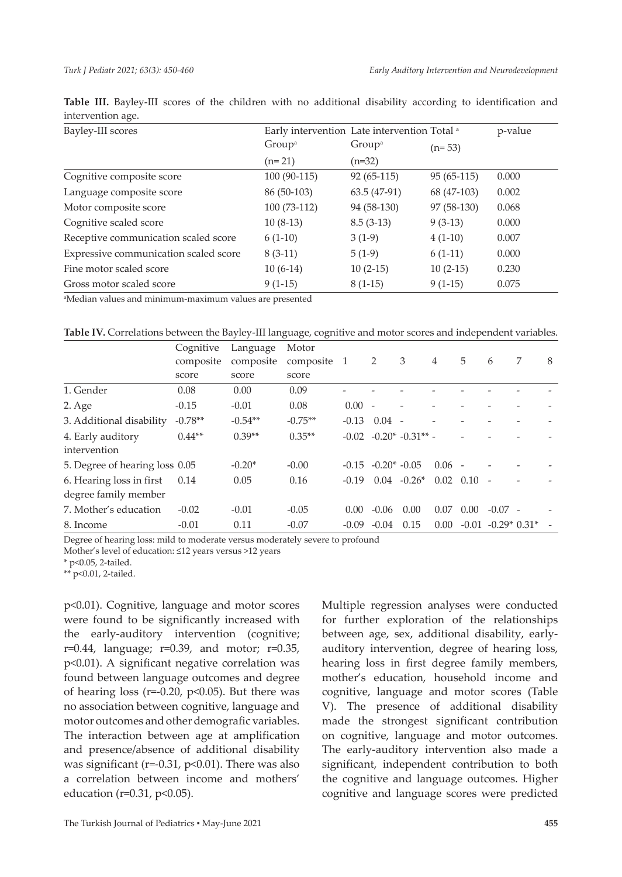**Table III.** Bayley-III scores of the children with no additional disability according to identification and intervention age.

| Bayley-III scores | Early intervention Group[a] (n= 21) | Late intervention Group[a] (n=32) | Total [a] (n= 53) | p-value |
|---|---|---|---|---|
| Cognitive composite score | 100 (90-115) | 92 (65-115) | 95 (65-115) | 0.000 |
| Language composite score | 86 (50-103) | 63.5 (47-91) | 68 (47-103) | 0.002 |
| Motor composite score | 100 (73-112) | 94 (58-130) | 97 (58-130) | 0.068 |
| Cognitive scaled score | 10 (8-13) | 8.5 (3-13) | 9 (3-13) | 0.000 |
| Receptive communication scaled score | 6 (1-10) | 3 (1-9) | 4 (1-10) | 0.007 |
| Expressive communication scaled score | 8 (3-11) | 5 (1-9) | 6 (1-11) | 0.000 |
| Fine motor scaled score | 10 (6-14) | 10 (2-15) | 10 (2-15) | 0.230 |
| Gross motor scaled score | 9 (1-15) | 8 (1-15) | 9 (1-15) | 0.075 |

[a]Median values and minimum-maximum values are presented

**Table IV.** Correlations between the Bayley-III language, cognitive and motor scores and independent variables.

| | Cognitive composite score | Language composite score | Motor composite score | 1 | 2 | 3 | 4 | 5 | 6 | 7 | 8 |
|---|---|---|---|---|---|---|---|---|---|---|---|
| 1. Gender | 0.08 | 0.00 | 0.09 | - | - | - | - | - | - | - | - |
| 2. Age | -0.15 | -0.01 | 0.08 | 0.00 | - | - | - | - | - | - | - |
| 3. Additional disability | -0.78** | -0.54** | -0.75** | -0.13 | 0.04 | - | - | - | - | - | - |
| 4. Early auditory intervention | 0.44** | 0.39** | 0.35** | -0.02 | -0.20* | -0.31** | - | - | - | - | - |
| 5. Degree of hearing loss | 0.05 | -0.20* | -0.00 | -0.15 | -0.20* | -0.05 | 0.06 | - | - | - | - |
| 6. Hearing loss in first degree family member | 0.14 | 0.05 | 0.16 | -0.19 | 0.04 | -0.26* | 0.02 | 0.10 | - | - | - |
| 7. Mother's education | -0.02 | -0.01 | -0.05 | 0.00 | -0.06 | 0.00 | 0.07 | 0.00 | -0.07 | - | - |
| 8. Income | -0.01 | 0.11 | -0.07 | -0.09 | -0.04 | 0.15 | 0.00 | -0.01 | -0.29* | 0.31* | - |

Degree of hearing loss: mild to moderate versus moderately severe to profound

Mother's level of education: ≤12 years versus >12 years

* p<0.05, 2-tailed.

** p<0.01, 2-tailed.

p<0.01). Cognitive, language and motor scores were found to be significantly increased with the early-auditory intervention (cognitive; r=0.44, language; r=0.39, and motor; r=0.35, p<0.01). A significant negative correlation was found between language outcomes and degree of hearing loss (r=-0.20, p<0.05). But there was no association between cognitive, language and motor outcomes and other demografic variables. The interaction between age at amplification and presence/absence of additional disability was significant (r=-0.31, p<0.01). There was also a correlation between income and mothers' education (r=0.31, p<0.05).

Multiple regression analyses were conducted for further exploration of the relationships between age, sex, additional disability, early-auditory intervention, degree of hearing loss, hearing loss in first degree family members, mother's education, household income and cognitive, language and motor scores (Table V). The presence of additional disability made the strongest significant contribution on cognitive, language and motor outcomes. The early-auditory intervention also made a significant, independent contribution to both the cognitive and language outcomes. Higher cognitive and language scores were predicted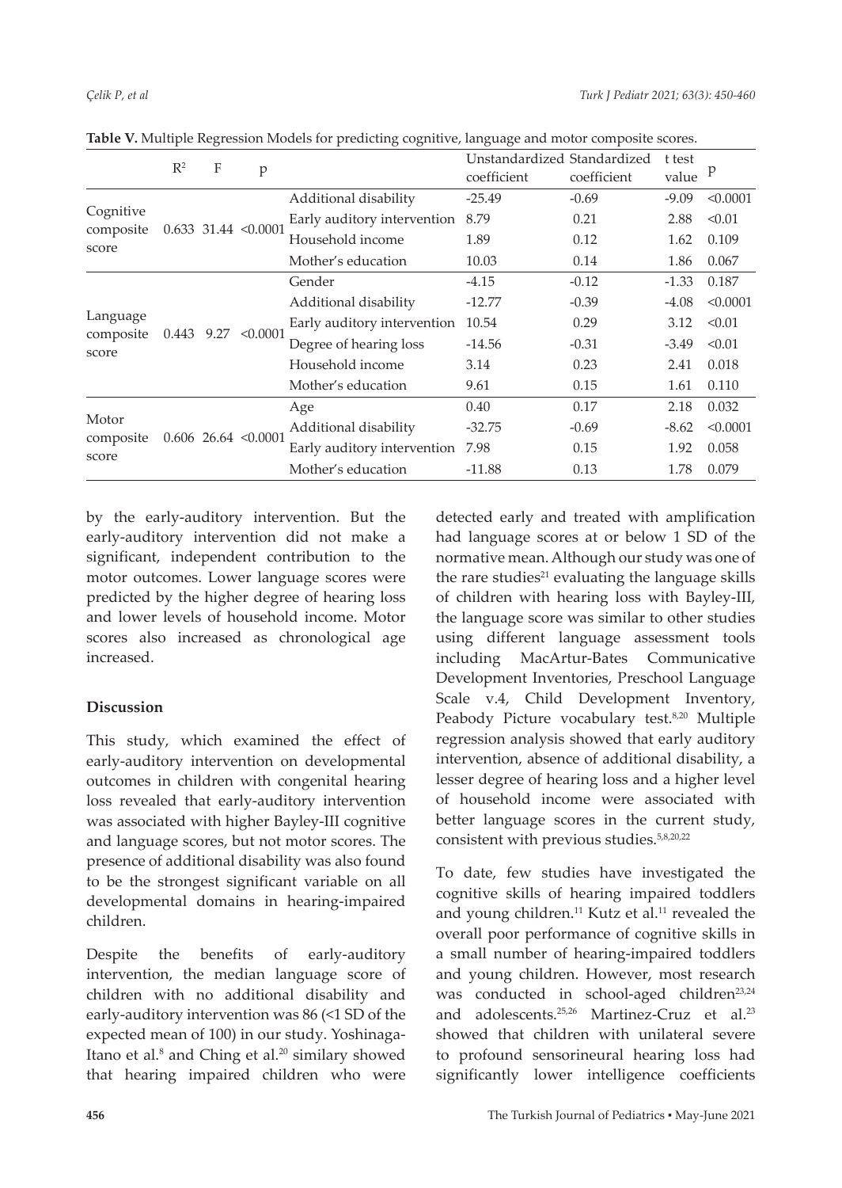**Table V.** Multiple Regression Models for predicting cognitive, language and motor composite scores.

| | $R^2$ | F | p | | Unstandardized coefficient | Standardized coefficient | t test value | p |
|---|---|---|---|---|---|---|---|---|
| Cognitive composite score | 0.633 | 31.44 | <0.0001 | Additional disability | -25.49 | -0.69 | -9.09 | <0.0001 |
| | | | | Early auditory intervention | 8.79 | 0.21 | 2.88 | <0.01 |
| | | | | Household income | 1.89 | 0.12 | 1.62 | 0.109 |
| | | | | Mother's education | 10.03 | 0.14 | 1.86 | 0.067 |
| Language composite score | 0.443 | 9.27 | <0.0001 | Gender | -4.15 | -0.12 | -1.33 | 0.187 |
| | | | | Additional disability | -12.77 | -0.39 | -4.08 | <0.0001 |
| | | | | Early auditory intervention | 10.54 | 0.29 | 3.12 | <0.01 |
| | | | | Degree of hearing loss | -14.56 | -0.31 | -3.49 | <0.01 |
| | | | | Household income | 3.14 | 0.23 | 2.41 | 0.018 |
| | | | | Mother's education | 9.61 | 0.15 | 1.61 | 0.110 |
| Motor composite score | 0.606 | 26.64 | <0.0001 | Age | 0.40 | 0.17 | 2.18 | 0.032 |
| | | | | Additional disability | -32.75 | -0.69 | -8.62 | <0.0001 |
| | | | | Early auditory intervention | 7.98 | 0.15 | 1.92 | 0.058 |
| | | | | Mother's education | -11.88 | 0.13 | 1.78 | 0.079 |

by the early-auditory intervention. But the early-auditory intervention did not make a significant, independent contribution to the motor outcomes. Lower language scores were predicted by the higher degree of hearing loss and lower levels of household income. Motor scores also increased as chronological age increased.

## Discussion

This study, which examined the effect of early-auditory intervention on developmental outcomes in children with congenital hearing loss revealed that early-auditory intervention was associated with higher Bayley-III cognitive and language scores, but not motor scores. The presence of additional disability was also found to be the strongest significant variable on all developmental domains in hearing-impaired children.

Despite the benefits of early-auditory intervention, the median language score of children with no additional disability and early-auditory intervention was 86 (<1 SD of the expected mean of 100) in our study. Yoshinaga-Itano et al.[8] and Ching et al.[20] similary showed that hearing impaired children who were detected early and treated with amplification had language scores at or below 1 SD of the normative mean. Although our study was one of the rare studies[21] evaluating the language skills of children with hearing loss with Bayley-III, the language score was similar to other studies using different language assessment tools including MacArtur-Bates Communicative Development Inventories, Preschool Language Scale v.4, Child Development Inventory, Peabody Picture vocabulary test.[8,20] Multiple regression analysis showed that early auditory intervention, absence of additional disability, a lesser degree of hearing loss and a higher level of household income were associated with better language scores in the current study, consistent with previous studies.[5,8,20,22]

To date, few studies have investigated the cognitive skills of hearing impaired toddlers and young children.[11] Kutz et al.[11] revealed the overall poor performance of cognitive skills in a small number of hearing-impaired toddlers and young children. However, most research was conducted in school-aged children[23,24] and adolescents.[25,26] Martinez-Cruz et al.[23] showed that children with unilateral severe to profound sensorineural hearing loss had significantly lower intelligence coefficients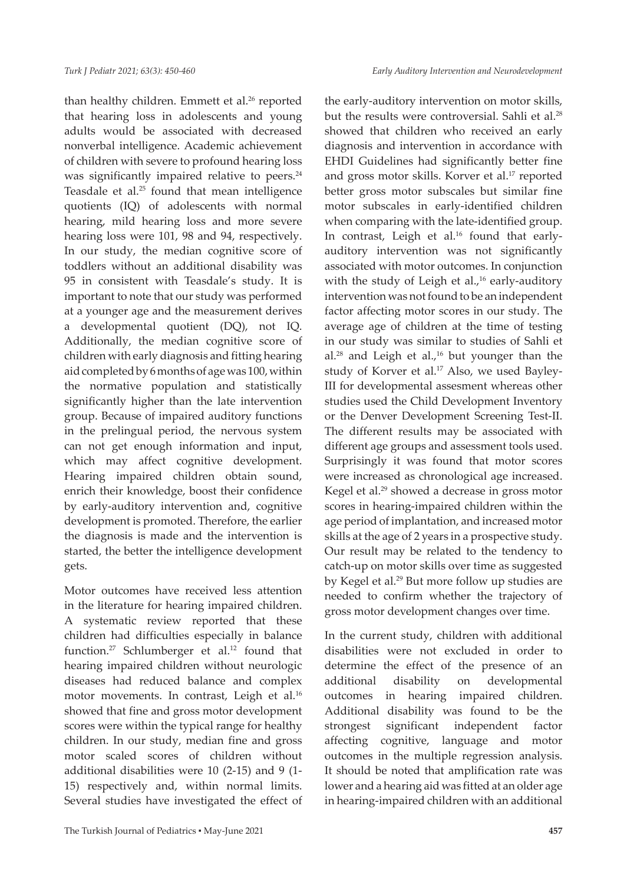than healthy children. Emmett et al.[26] reported that hearing loss in adolescents and young adults would be associated with decreased nonverbal intelligence. Academic achievement of children with severe to profound hearing loss was significantly impaired relative to peers.[24] Teasdale et al.[25] found that mean intelligence quotients (IQ) of adolescents with normal hearing, mild hearing loss and more severe hearing loss were 101, 98 and 94, respectively. In our study, the median cognitive score of toddlers without an additional disability was 95 in consistent with Teasdale's study. It is important to note that our study was performed at a younger age and the measurement derives a developmental quotient (DQ), not IQ. Additionally, the median cognitive score of children with early diagnosis and fitting hearing aid completed by 6 months of age was 100, within the normative population and statistically significantly higher than the late intervention group. Because of impaired auditory functions in the prelingual period, the nervous system can not get enough information and input, which may affect cognitive development. Hearing impaired children obtain sound, enrich their knowledge, boost their confidence by early-auditory intervention and, cognitive development is promoted. Therefore, the earlier the diagnosis is made and the intervention is started, the better the intelligence development gets.

Motor outcomes have received less attention in the literature for hearing impaired children. A systematic review reported that these children had difficulties especially in balance function.[27] Schlumberger et al.[12] found that hearing impaired children without neurologic diseases had reduced balance and complex motor movements. In contrast, Leigh et al.[16] showed that fine and gross motor development scores were within the typical range for healthy children. In our study, median fine and gross motor scaled scores of children without additional disabilities were 10 (2-15) and 9 (1-15) respectively and, within normal limits. Several studies have investigated the effect of the early-auditory intervention on motor skills, but the results were controversial. Sahli et al.[28] showed that children who received an early diagnosis and intervention in accordance with EHDI Guidelines had significantly better fine and gross motor skills. Korver et al.[17] reported better gross motor subscales but similar fine motor subscales in early-identified children when comparing with the late-identified group. In contrast, Leigh et al.[16] found that early-auditory intervention was not significantly associated with motor outcomes. In conjunction with the study of Leigh et al.,[16] early-auditory intervention was not found to be an independent factor affecting motor scores in our study. The average age of children at the time of testing in our study was similar to studies of Sahli et al.[28] and Leigh et al.,[16] but younger than the study of Korver et al.[17] Also, we used Bayley-III for developmental assesment whereas other studies used the Child Development Inventory or the Denver Development Screening Test-II. The different results may be associated with different age groups and assessment tools used. Surprisingly it was found that motor scores were increased as chronological age increased. Kegel et al.[29] showed a decrease in gross motor scores in hearing-impaired children within the age period of implantation, and increased motor skills at the age of 2 years in a prospective study. Our result may be related to the tendency to catch-up on motor skills over time as suggested by Kegel et al.[29] But more follow up studies are needed to confirm whether the trajectory of gross motor development changes over time.

In the current study, children with additional disabilities were not excluded in order to determine the effect of the presence of an additional disability on developmental outcomes in hearing impaired children. Additional disability was found to be the strongest significant independent factor affecting cognitive, language and motor outcomes in the multiple regression analysis. It should be noted that amplification rate was lower and a hearing aid was fitted at an older age in hearing-impaired children with an additional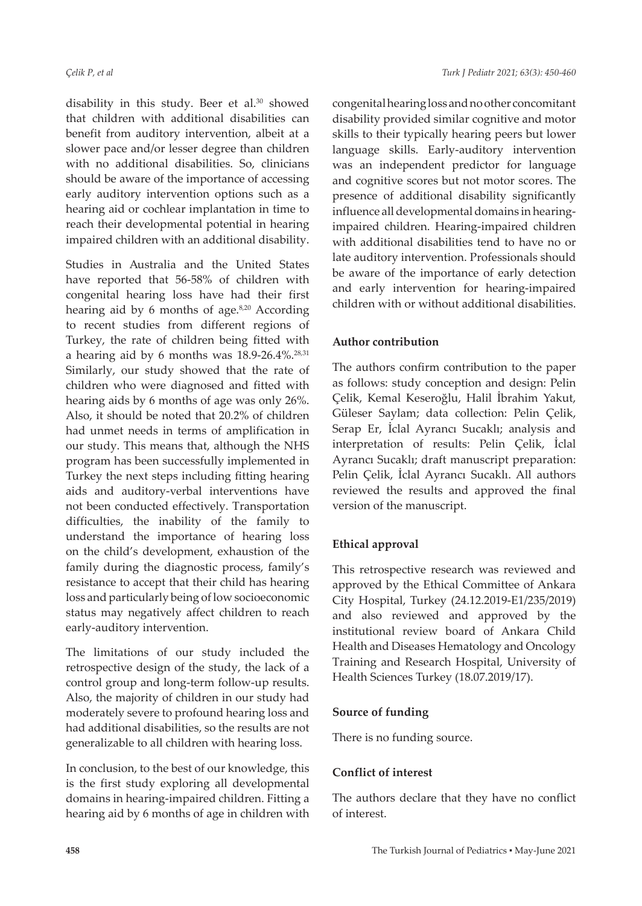disability in this study. Beer et al.[30] showed that children with additional disabilities can benefit from auditory intervention, albeit at a slower pace and/or lesser degree than children with no additional disabilities. So, clinicians should be aware of the importance of accessing early auditory intervention options such as a hearing aid or cochlear implantation in time to reach their developmental potential in hearing impaired children with an additional disability.

Studies in Australia and the United States have reported that 56-58% of children with congenital hearing loss have had their first hearing aid by 6 months of age.[8,20] According to recent studies from different regions of Turkey, the rate of children being fitted with a hearing aid by 6 months was 18.9-26.4%.[28,31] Similarly, our study showed that the rate of children who were diagnosed and fitted with hearing aids by 6 months of age was only 26%. Also, it should be noted that 20.2% of children had unmet needs in terms of amplification in our study. This means that, although the NHS program has been successfully implemented in Turkey the next steps including fitting hearing aids and auditory-verbal interventions have not been conducted effectively. Transportation difficulties, the inability of the family to understand the importance of hearing loss on the child's development, exhaustion of the family during the diagnostic process, family's resistance to accept that their child has hearing loss and particularly being of low socioeconomic status may negatively affect children to reach early-auditory intervention.

The limitations of our study included the retrospective design of the study, the lack of a control group and long-term follow-up results. Also, the majority of children in our study had moderately severe to profound hearing loss and had additional disabilities, so the results are not generalizable to all children with hearing loss.

In conclusion, to the best of our knowledge, this is the first study exploring all developmental domains in hearing-impaired children. Fitting a hearing aid by 6 months of age in children with congenital hearing loss and no other concomitant disability provided similar cognitive and motor skills to their typically hearing peers but lower language skills. Early-auditory intervention was an independent predictor for language and cognitive scores but not motor scores. The presence of additional disability significantly influence all developmental domains in hearing-impaired children. Hearing-impaired children with additional disabilities tend to have no or late auditory intervention. Professionals should be aware of the importance of early detection and early intervention for hearing-impaired children with or without additional disabilities.

### Author contribution

The authors confirm contribution to the paper as follows: study conception and design: Pelin Çelik, Kemal Keseroğlu, Halil İbrahim Yakut, Güleser Saylam; data collection: Pelin Çelik, Serap Er, İclal Ayrancı Sucaklı; analysis and interpretation of results: Pelin Çelik, İclal Ayrancı Sucaklı; draft manuscript preparation: Pelin Çelik, İclal Ayrancı Sucaklı. All authors reviewed the results and approved the final version of the manuscript.

### Ethical approval

This retrospective research was reviewed and approved by the Ethical Committee of Ankara City Hospital, Turkey (24.12.2019-E1/235/2019) and also reviewed and approved by the institutional review board of Ankara Child Health and Diseases Hematology and Oncology Training and Research Hospital, University of Health Sciences Turkey (18.07.2019/17).

### Source of funding

There is no funding source.

### Conflict of interest

The authors declare that they have no conflict of interest.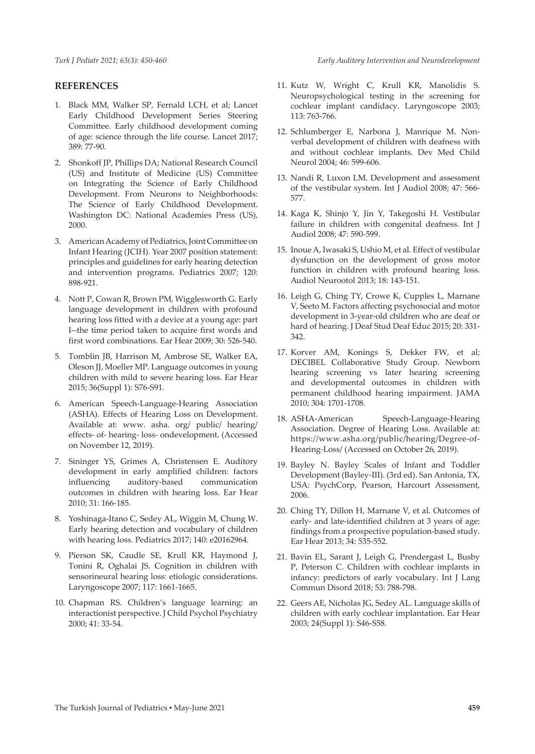## REFERENCES

1. Black MM, Walker SP, Fernald LCH, et al; Lancet Early Childhood Development Series Steering Committee. Early childhood development coming of age: science through the life course. Lancet 2017; 389: 77-90.
2. Shonkoff JP, Phillips DA; National Research Council (US) and Institute of Medicine (US) Committee on Integrating the Science of Early Childhood Development. From Neurons to Neighborhoods: The Science of Early Childhood Development. Washington DC: National Academies Press (US), 2000.
3. American Academy of Pediatrics, Joint Committee on Infant Hearing (JCIH). Year 2007 position statement: principles and guidelines for early hearing detection and intervention programs. Pediatrics 2007; 120: 898-921.
4. Nott P, Cowan R, Brown PM, Wigglesworth G. Early language development in children with profound hearing loss fitted with a device at a young age: part I--the time period taken to acquire first words and first word combinations. Ear Hear 2009; 30: 526-540.
5. Tomblin JB, Harrison M, Ambrose SE, Walker EA, Oleson JJ, Moeller MP. Language outcomes in young children with mild to severe hearing loss. Ear Hear 2015; 36(Suppl 1): S76-S91.
6. American Speech-Language-Hearing Association (ASHA). Effects of Hearing Loss on Development. Available at: www. asha. org/ public/ hearing/ effects- of- hearing- loss- ondevelopment. (Accessed on November 12, 2019).
7. Sininger YS, Grimes A, Christensen E. Auditory development in early amplified children: factors influencing auditory-based communication outcomes in children with hearing loss. Ear Hear 2010; 31: 166-185.
8. Yoshinaga-Itano C, Sedey AL, Wiggin M, Chung W. Early hearing detection and vocabulary of children with hearing loss. Pediatrics 2017; 140: e20162964.
9. Pierson SK, Caudle SE, Krull KR, Haymond J, Tonini R, Oghalai JS. Cognition in children with sensorineural hearing loss: etiologic considerations. Laryngoscope 2007; 117: 1661-1665.
10. Chapman RS. Children's language learning: an interactionist perspective. J Child Psychol Psychiatry 2000; 41: 33-54.
11. Kutz W, Wright C, Krull KR, Manolidis S. Neuropsychological testing in the screening for cochlear implant candidacy. Laryngoscope 2003; 113: 763-766.
12. Schlumberger E, Narbona J, Manrique M. Non-verbal development of children with deafness with and without cochlear implants. Dev Med Child Neurol 2004; 46: 599-606.
13. Nandi R, Luxon LM. Development and assessment of the vestibular system. Int J Audiol 2008; 47: 566-577.
14. Kaga K, Shinjo Y, Jin Y, Takegoshi H. Vestibular failure in children with congenital deafness. Int J Audiol 2008; 47: 590-599.
15. Inoue A, Iwasaki S, Ushio M, et al. Effect of vestibular dysfunction on the development of gross motor function in children with profound hearing loss. Audiol Neurootol 2013; 18: 143-151.
16. Leigh G, Ching TY, Crowe K, Cupples L, Marnane V, Seeto M. Factors affecting psychosocial and motor development in 3-year-old children who are deaf or hard of hearing. J Deaf Stud Deaf Educ 2015; 20: 331-342.
17. Korver AM, Konings S, Dekker FW, et al; DECIBEL Collaborative Study Group. Newborn hearing screening vs later hearing screening and developmental outcomes in children with permanent childhood hearing impairment. JAMA 2010; 304: 1701-1708.
18. ASHA-American Speech-Language-Hearing Association. Degree of Hearing Loss. Available at: https://www.asha.org/public/hearing/Degree-of-Hearing-Loss/ (Accessed on October 26, 2019).
19. Bayley N. Bayley Scales of Infant and Toddler Development (Bayley-III). (3rd ed). San Antonia, TX, USA: PsychCorp, Pearson, Harcourt Assessment, 2006.
20. Ching TY, Dillon H, Marnane V, et al. Outcomes of early- and late-identified children at 3 years of age: findings from a prospective population-based study. Ear Hear 2013; 34: 535-552.
21. Bavin EL, Sarant J, Leigh G, Prendergast L, Busby P, Peterson C. Children with cochlear implants in infancy: predictors of early vocabulary. Int J Lang Commun Disord 2018; 53: 788-798.
22. Geers AE, Nicholas JG, Sedey AL. Language skills of children with early cochlear implantation. Ear Hear 2003; 24(Suppl 1): S46-S58.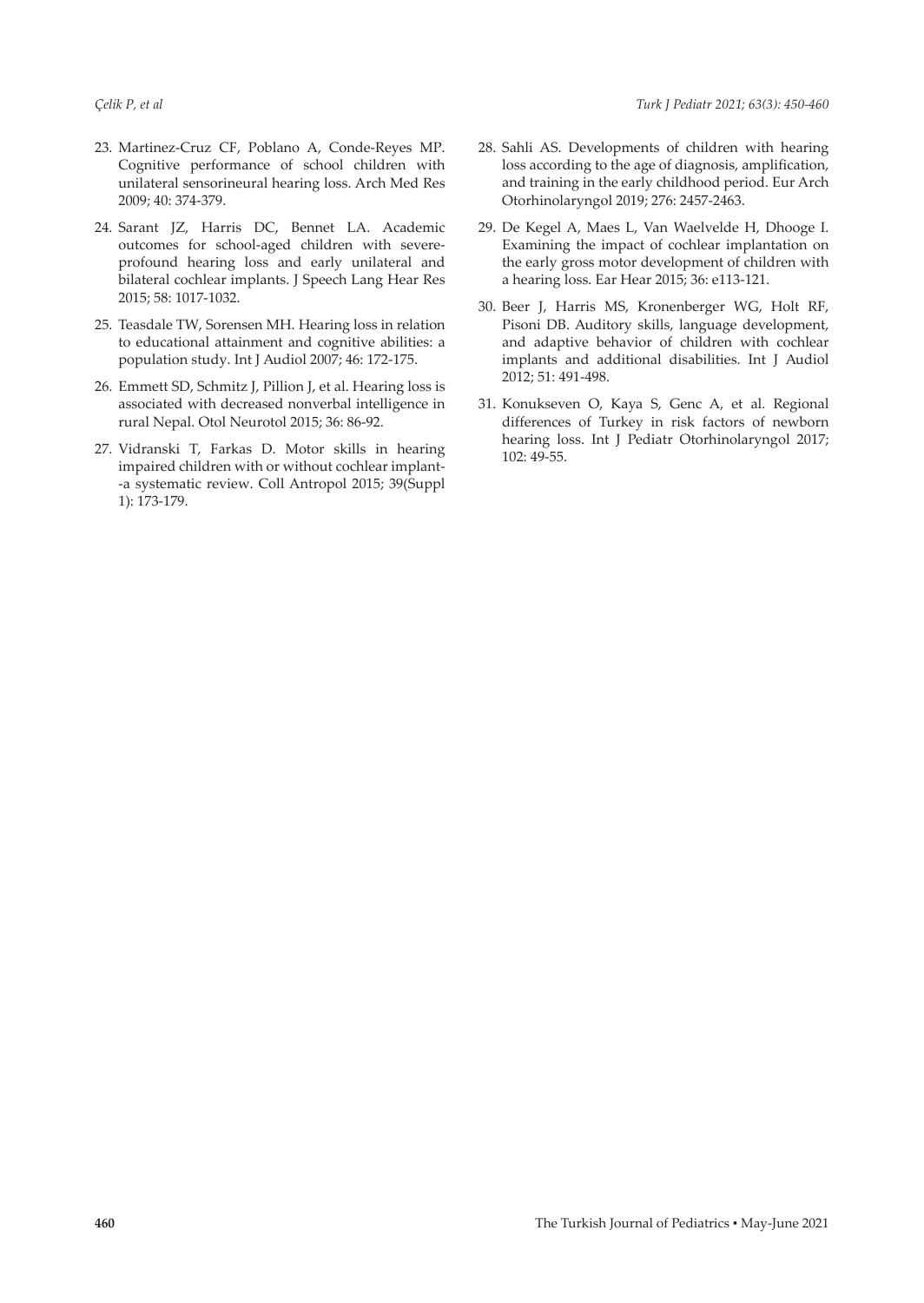23. Martinez-Cruz CF, Poblano A, Conde-Reyes MP. Cognitive performance of school children with unilateral sensorineural hearing loss. Arch Med Res 2009; 40: 374-379.
24. Sarant JZ, Harris DC, Bennet LA. Academic outcomes for school-aged children with severe-profound hearing loss and early unilateral and bilateral cochlear implants. J Speech Lang Hear Res 2015; 58: 1017-1032.
25. Teasdale TW, Sorensen MH. Hearing loss in relation to educational attainment and cognitive abilities: a population study. Int J Audiol 2007; 46: 172-175.
26. Emmett SD, Schmitz J, Pillion J, et al. Hearing loss is associated with decreased nonverbal intelligence in rural Nepal. Otol Neurotol 2015; 36: 86-92.
27. Vidranski T, Farkas D. Motor skills in hearing impaired children with or without cochlear implant--a systematic review. Coll Antropol 2015; 39(Suppl 1): 173-179.
28. Sahli AS. Developments of children with hearing loss according to the age of diagnosis, amplification, and training in the early childhood period. Eur Arch Otorhinolaryngol 2019; 276: 2457-2463.
29. De Kegel A, Maes L, Van Waelvelde H, Dhooge I. Examining the impact of cochlear implantation on the early gross motor development of children with a hearing loss. Ear Hear 2015; 36: e113-121.
30. Beer J, Harris MS, Kronenberger WG, Holt RF, Pisoni DB. Auditory skills, language development, and adaptive behavior of children with cochlear implants and additional disabilities. Int J Audiol 2012; 51: 491-498.
31. Konukseven O, Kaya S, Genc A, et al. Regional differences of Turkey in risk factors of newborn hearing loss. Int J Pediatr Otorhinolaryngol 2017; 102: 49-55.